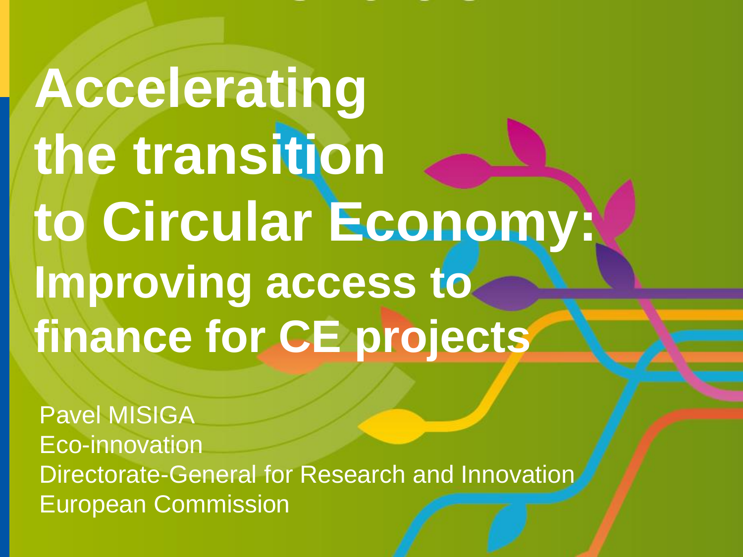# Accelerating the transition to Circular Economy:

## Improving access to finance for CE projects

Pavel MISIGA
Eco-innovation
Directorate-General for Research and Innovation
European Commission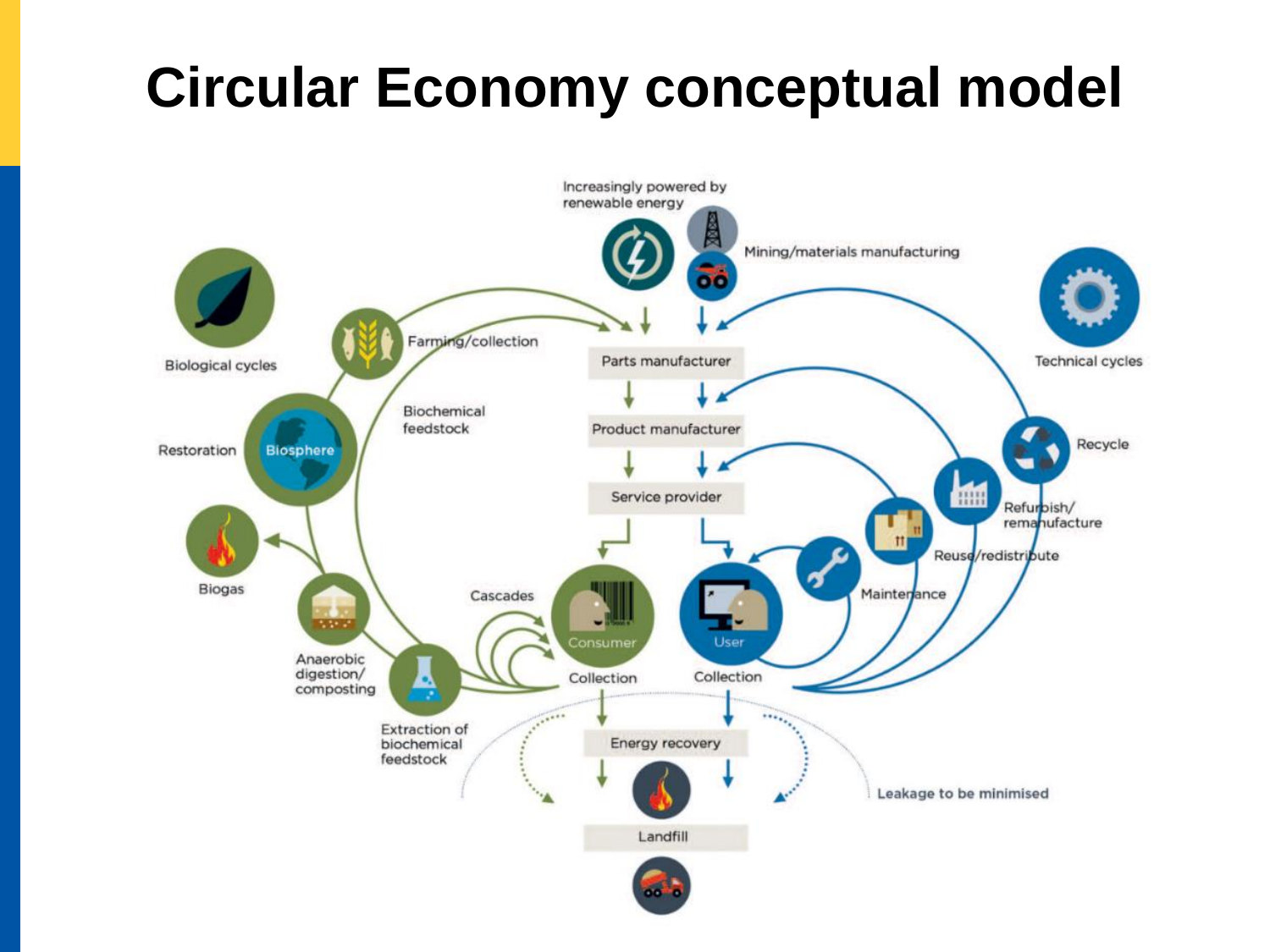# Circular Economy conceptual model

Increasingly powered by renewable energy

Mining/materials manufacturing

Biological cycles

Technical cycles

Farming/collection

Parts manufacturer

Biochemical feedstock

Product manufacturer

Restoration

Biosphere

Recycle

Service provider

Refurbish/ remanufacture

Reuse/redistribute

Biogas

Cascades

Maintenance

Consumer

User

Anaerobic digestion/ composting

Collection

Collection

Extraction of biochemical feedstock

Energy recovery

Leakage to be minimised

Landfill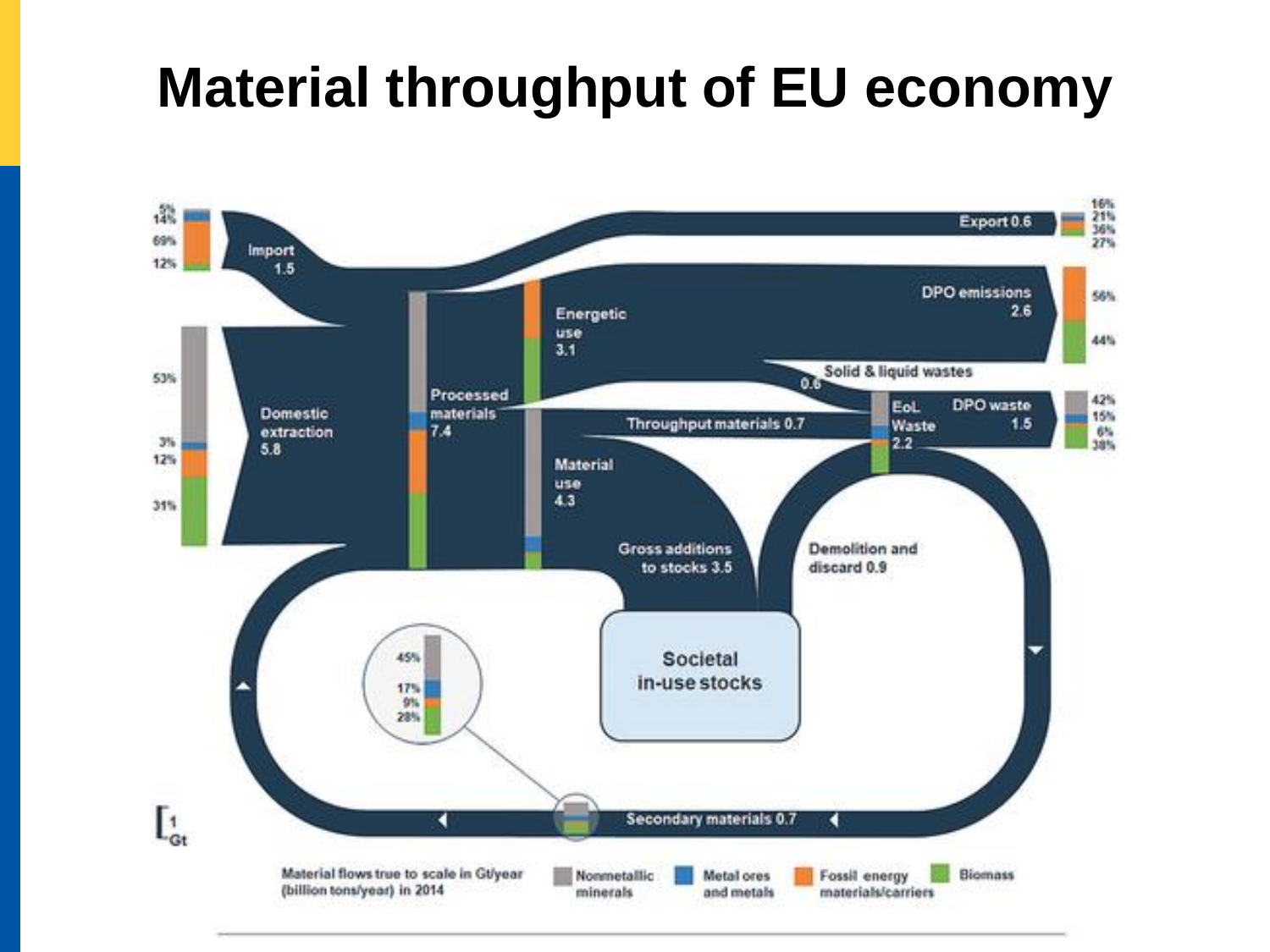# Material throughput of EU economy

Import 1.5

Domestic extraction 5.8

Processed materials 7.4

Energetic use 3.1

Material use 4.3

Export 0.6

DPO emissions 2.6

Solid & liquid wastes 0.6

Throughput materials 0.7

EoL Waste 2.2

DPO waste 1.5

Gross additions to stocks 3.5

Demolition and discard 0.9

Societal in-use stocks

Secondary materials 0.7

Import: 5%, 14%, 69%, 12%

Domestic extraction: 53%, 3%, 12%, 31%

Export: 16%, 21%, 36%, 27%

DPO emissions: 56%, 44%

DPO waste: 42%, 15%, 6%, 38%

Secondary materials: 45%, 17%, 9%, 28%

1 Gt

Material flows true to scale in Gt/year (billion tons/year) in 2014

Nonmetallic minerals | Metal ores and metals | Fossil energy materials/carriers | Biomass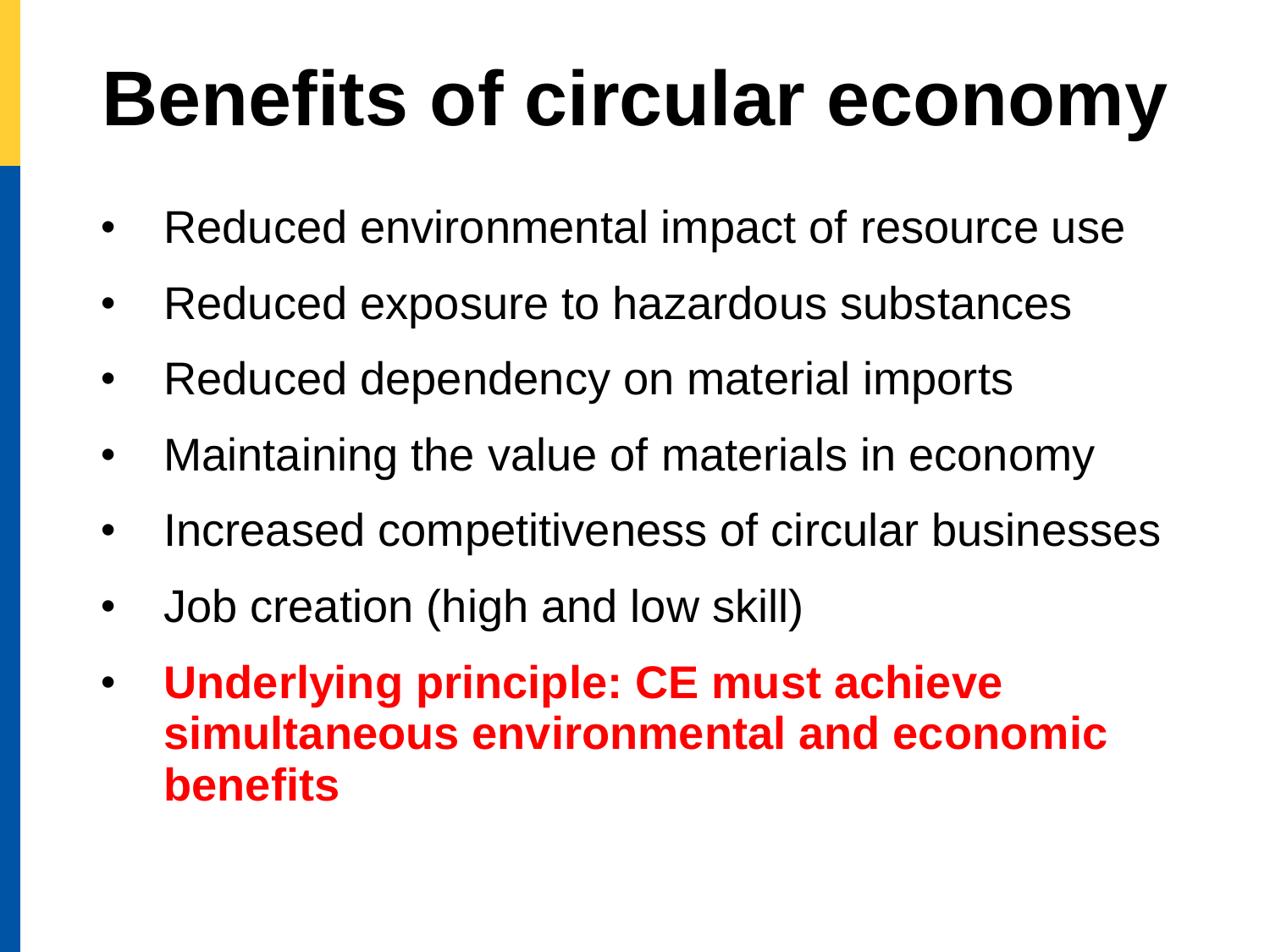# Benefits of circular economy

- Reduced environmental impact of resource use
- Reduced exposure to hazardous substances
- Reduced dependency on material imports
- Maintaining the value of materials in economy
- Increased competitiveness of circular businesses
- Job creation (high and low skill)
- **Underlying principle: CE must achieve simultaneous environmental and economic benefits**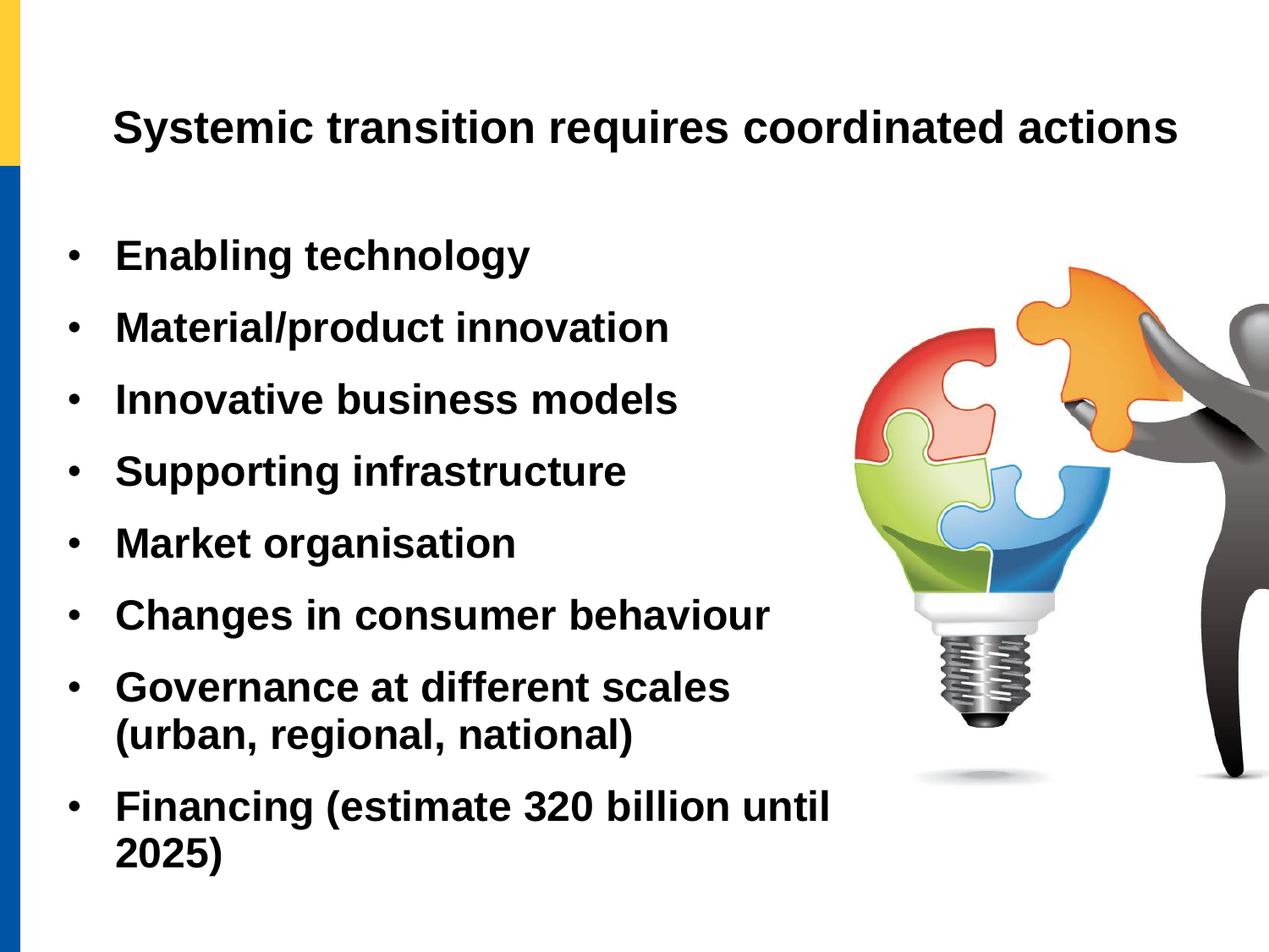## Systemic transition requires coordinated actions

- **Enabling technology**
- **Material/product innovation**
- **Innovative business models**
- **Supporting infrastructure**
- **Market organisation**
- **Changes in consumer behaviour**
- **Governance at different scales (urban, regional, national)**
- **Financing (estimate 320 billion until 2025)**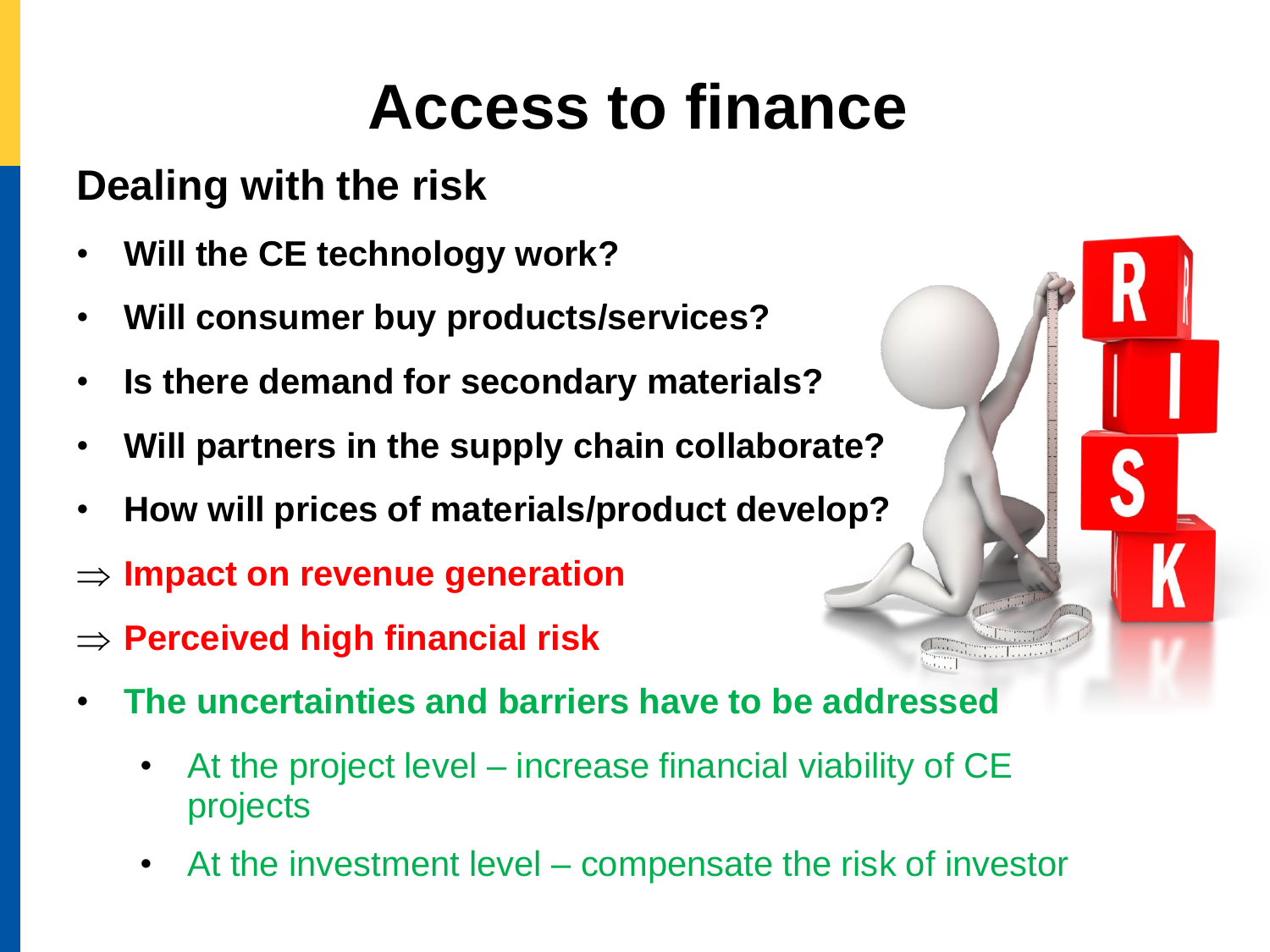# Access to finance

## Dealing with the risk

- **Will the CE technology work?**
- **Will consumer buy products/services?**
- **Is there demand for secondary materials?**
- **Will partners in the supply chain collaborate?**
- **How will prices of materials/product develop?**

$\Rightarrow$ **Impact on revenue generation**

$\Rightarrow$ **Perceived high financial risk**

- **The uncertainties and barriers have to be addressed**
  - At the project level – increase financial viability of CE projects
  - At the investment level – compensate the risk of investor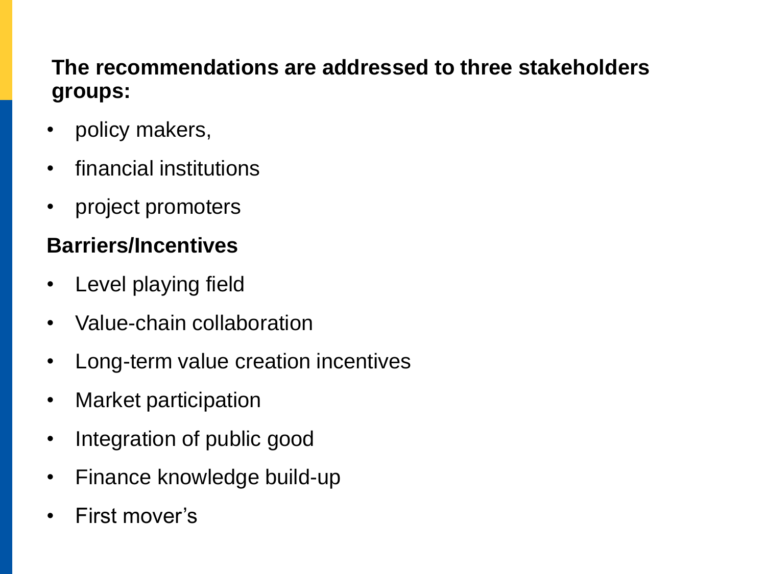**The recommendations are addressed to three stakeholders groups:**

- policy makers,
- financial institutions
- project promoters

**Barriers/Incentives**

- Level playing field
- Value-chain collaboration
- Long-term value creation incentives
- Market participation
- Integration of public good
- Finance knowledge build-up
- First mover's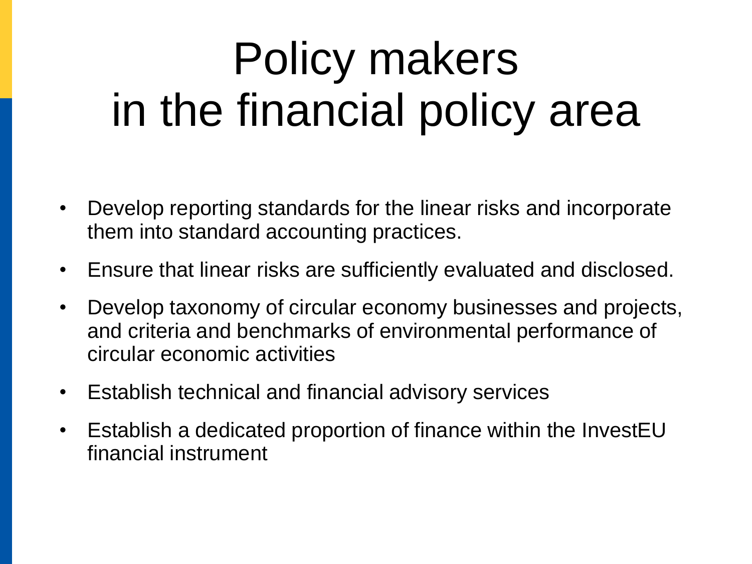# Policy makers in the financial policy area

- Develop reporting standards for the linear risks and incorporate them into standard accounting practices.
- Ensure that linear risks are sufficiently evaluated and disclosed.
- Develop taxonomy of circular economy businesses and projects, and criteria and benchmarks of environmental performance of circular economic activities
- Establish technical and financial advisory services
- Establish a dedicated proportion of finance within the InvestEU financial instrument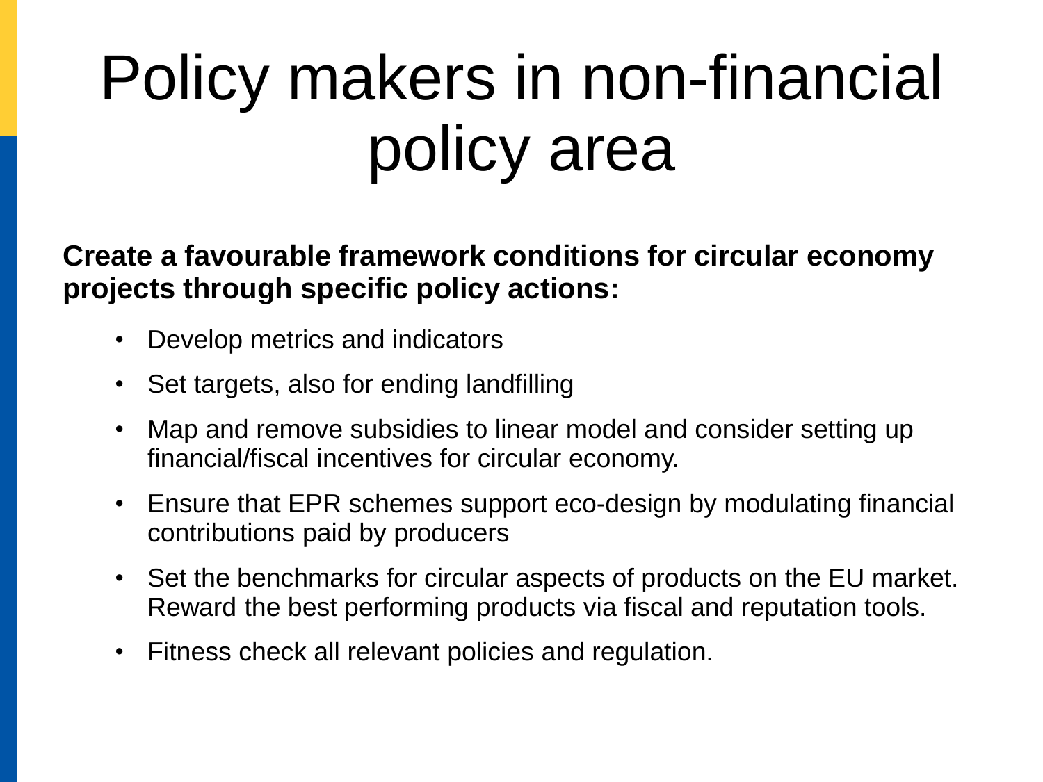# Policy makers in non-financial policy area

**Create a favourable framework conditions for circular economy projects through specific policy actions:**

- Develop metrics and indicators
- Set targets, also for ending landfilling
- Map and remove subsidies to linear model and consider setting up financial/fiscal incentives for circular economy.
- Ensure that EPR schemes support eco-design by modulating financial contributions paid by producers
- Set the benchmarks for circular aspects of products on the EU market. Reward the best performing products via fiscal and reputation tools.
- Fitness check all relevant policies and regulation.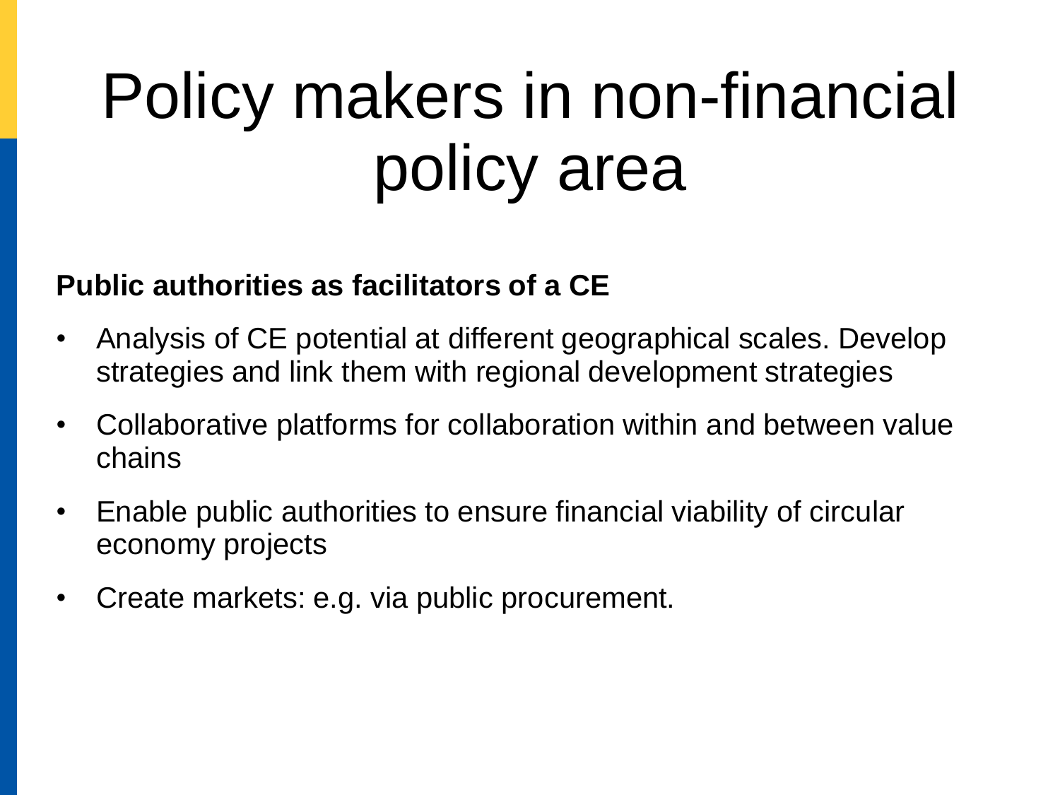# Policy makers in non-financial policy area

**Public authorities as facilitators of a CE**

- Analysis of CE potential at different geographical scales. Develop strategies and link them with regional development strategies
- Collaborative platforms for collaboration within and between value chains
- Enable public authorities to ensure financial viability of circular economy projects
- Create markets: e.g. via public procurement.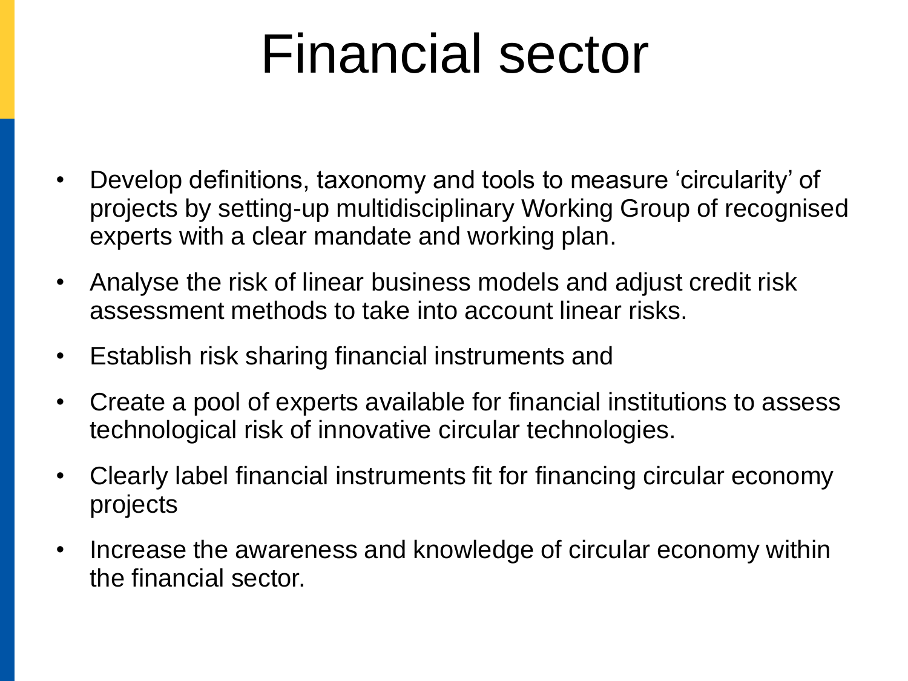# Financial sector

- Develop definitions, taxonomy and tools to measure 'circularity' of projects by setting-up multidisciplinary Working Group of recognised experts with a clear mandate and working plan.
- Analyse the risk of linear business models and adjust credit risk assessment methods to take into account linear risks.
- Establish risk sharing financial instruments and
- Create a pool of experts available for financial institutions to assess technological risk of innovative circular technologies.
- Clearly label financial instruments fit for financing circular economy projects
- Increase the awareness and knowledge of circular economy within the financial sector.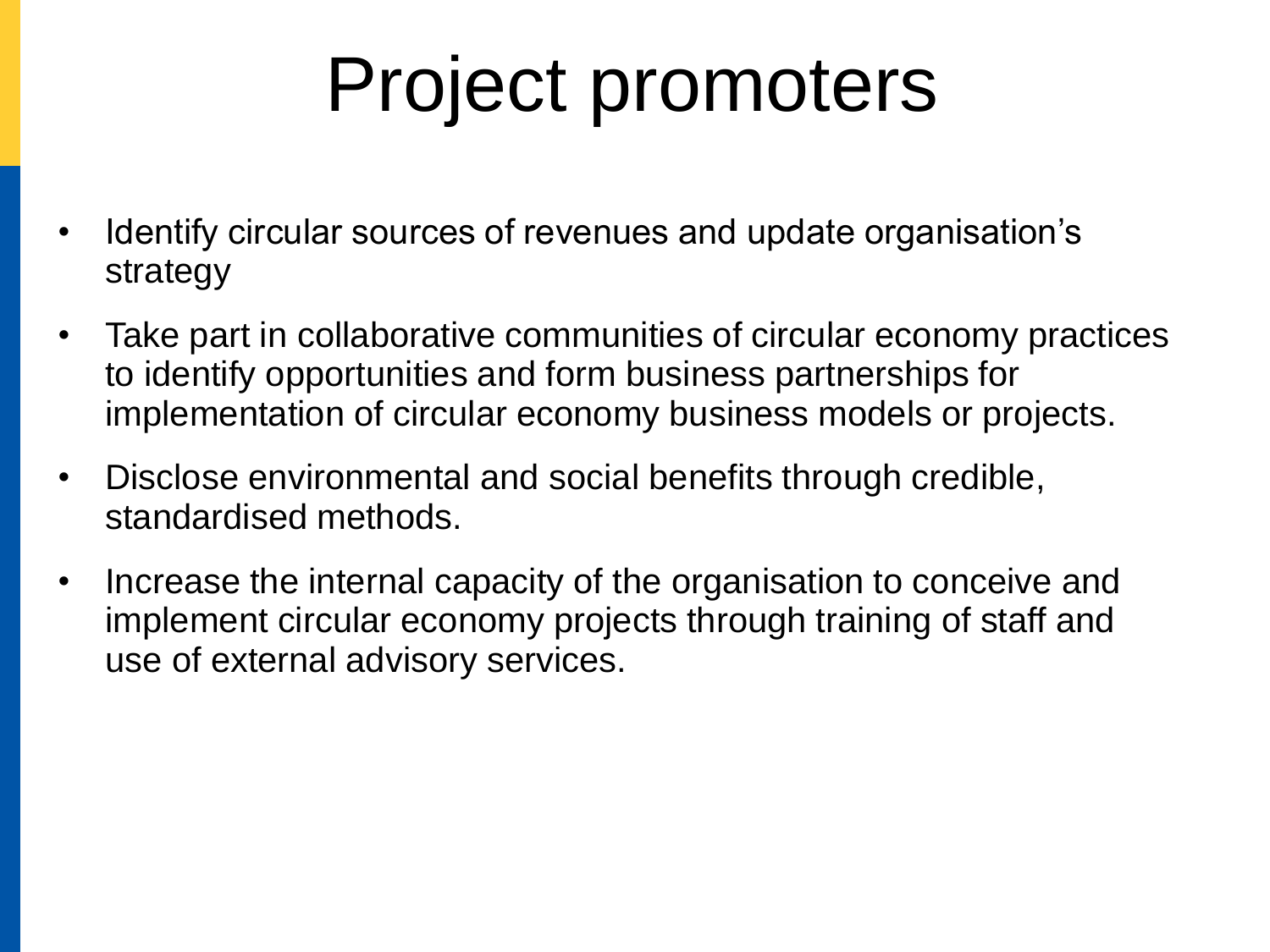# Project promoters

- Identify circular sources of revenues and update organisation's strategy
- Take part in collaborative communities of circular economy practices to identify opportunities and form business partnerships for implementation of circular economy business models or projects.
- Disclose environmental and social benefits through credible, standardised methods.
- Increase the internal capacity of the organisation to conceive and implement circular economy projects through training of staff and use of external advisory services.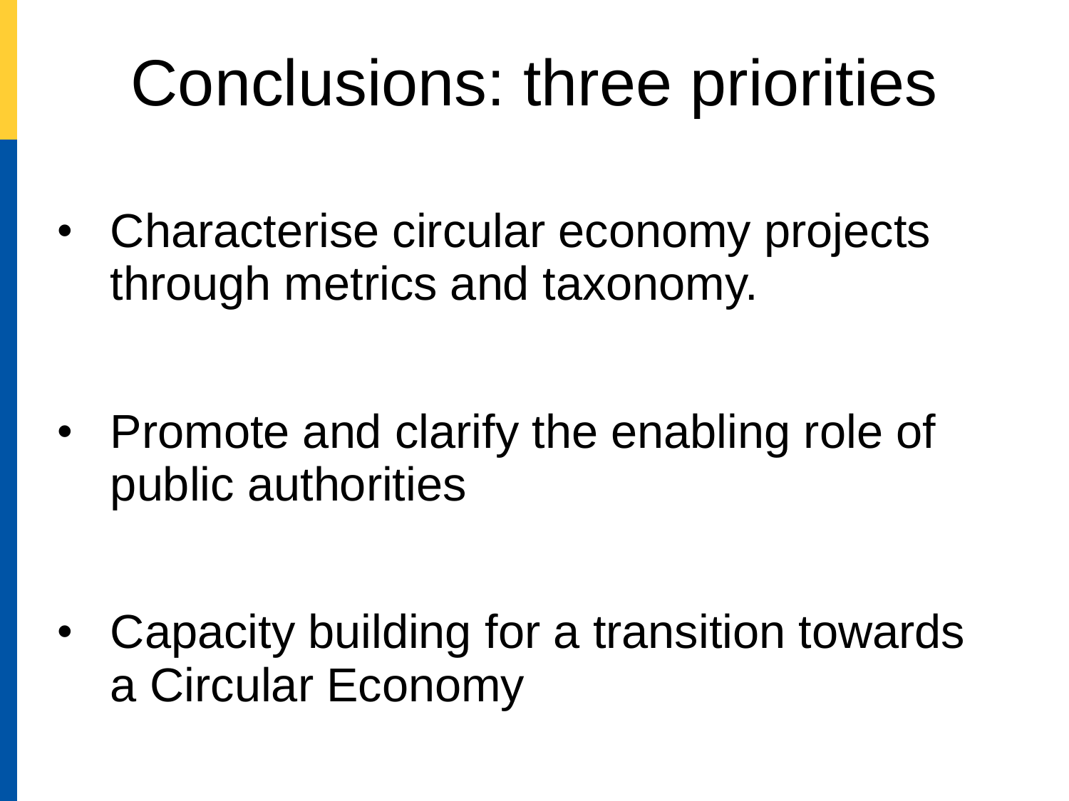# Conclusions: three priorities

- Characterise circular economy projects through metrics and taxonomy.
- Promote and clarify the enabling role of public authorities
- Capacity building for a transition towards a Circular Economy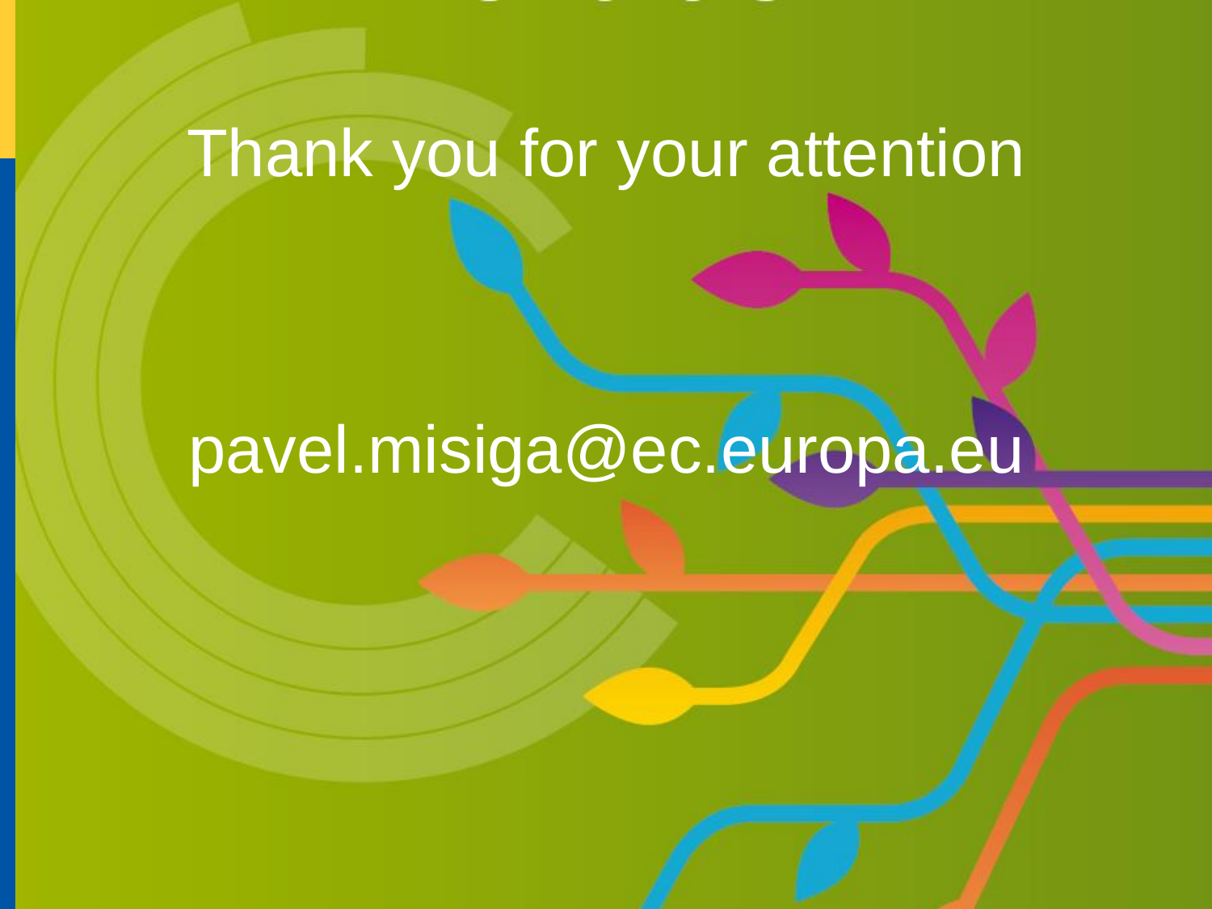Thank you for your attention

pavel.misiga@ec.europa.eu